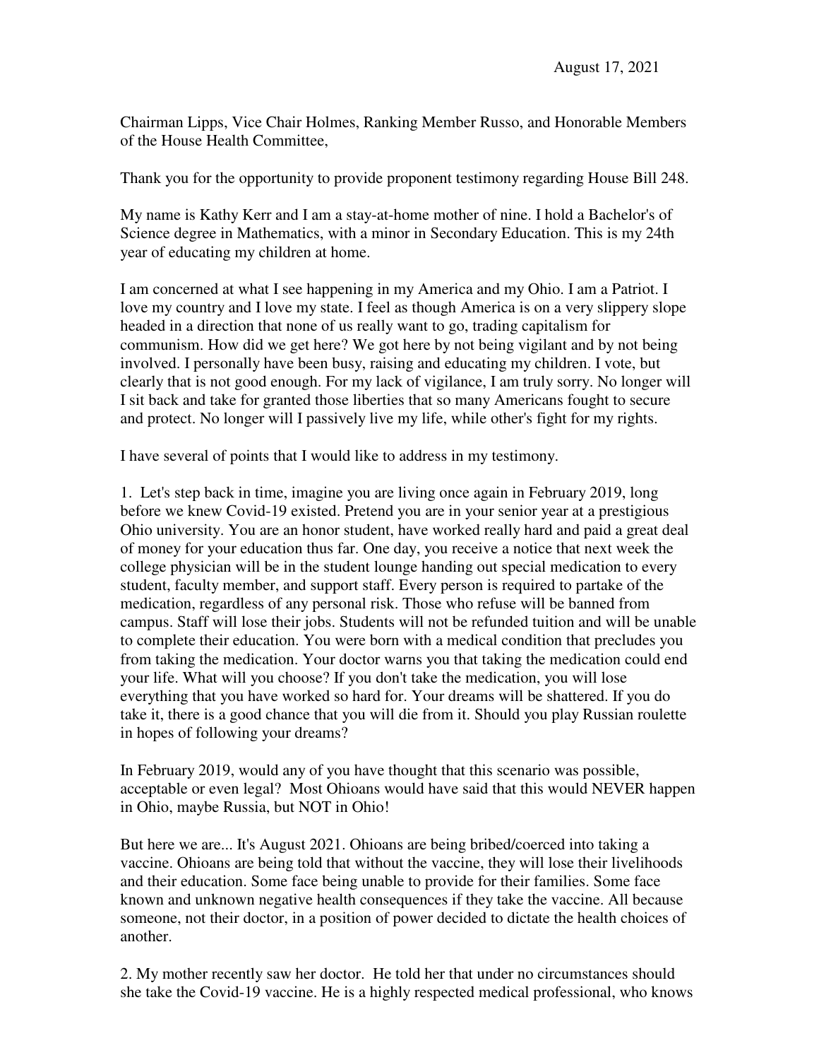August 17, 2021

Chairman Lipps, Vice Chair Holmes, Ranking Member Russo, and Honorable Members of the House Health Committee,

Thank you for the opportunity to provide proponent testimony regarding House Bill 248.

My name is Kathy Kerr and I am a stay-at-home mother of nine. I hold a Bachelor's of Science degree in Mathematics, with a minor in Secondary Education. This is my 24th year of educating my children at home.

I am concerned at what I see happening in my America and my Ohio. I am a Patriot. I love my country and I love my state. I feel as though America is on a very slippery slope headed in a direction that none of us really want to go, trading capitalism for communism. How did we get here? We got here by not being vigilant and by not being involved. I personally have been busy, raising and educating my children. I vote, but clearly that is not good enough. For my lack of vigilance, I am truly sorry. No longer will I sit back and take for granted those liberties that so many Americans fought to secure and protect. No longer will I passively live my life, while other's fight for my rights.

I have several of points that I would like to address in my testimony.

1. Let's step back in time, imagine you are living once again in February 2019, long before we knew Covid-19 existed. Pretend you are in your senior year at a prestigious Ohio university. You are an honor student, have worked really hard and paid a great deal of money for your education thus far. One day, you receive a notice that next week the college physician will be in the student lounge handing out special medication to every student, faculty member, and support staff. Every person is required to partake of the medication, regardless of any personal risk. Those who refuse will be banned from campus. Staff will lose their jobs. Students will not be refunded tuition and will be unable to complete their education. You were born with a medical condition that precludes you from taking the medication. Your doctor warns you that taking the medication could end your life. What will you choose? If you don't take the medication, you will lose everything that you have worked so hard for. Your dreams will be shattered. If you do take it, there is a good chance that you will die from it. Should you play Russian roulette in hopes of following your dreams?

In February 2019, would any of you have thought that this scenario was possible, acceptable or even legal? Most Ohioans would have said that this would NEVER happen in Ohio, maybe Russia, but NOT in Ohio!

But here we are... It's August 2021. Ohioans are being bribed/coerced into taking a vaccine. Ohioans are being told that without the vaccine, they will lose their livelihoods and their education. Some face being unable to provide for their families. Some face known and unknown negative health consequences if they take the vaccine. All because someone, not their doctor, in a position of power decided to dictate the health choices of another.

2. My mother recently saw her doctor. He told her that under no circumstances should she take the Covid-19 vaccine. He is a highly respected medical professional, who knows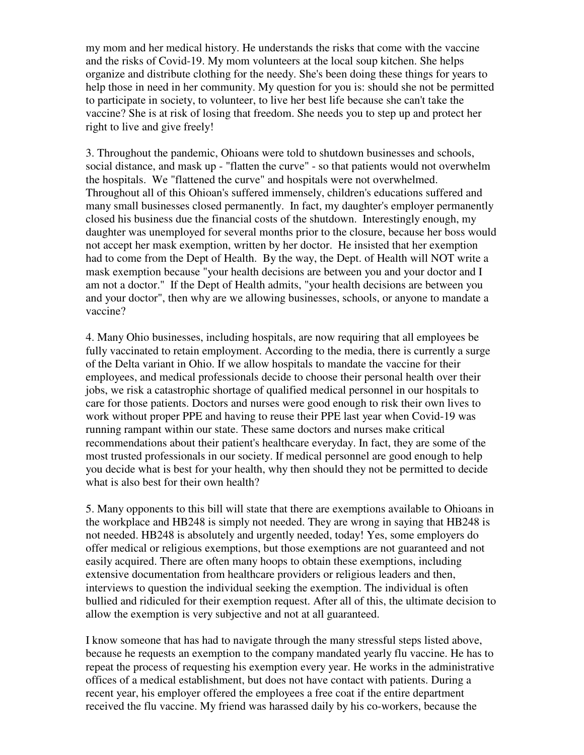my mom and her medical history. He understands the risks that come with the vaccine and the risks of Covid-19. My mom volunteers at the local soup kitchen. She helps organize and distribute clothing for the needy. She's been doing these things for years to help those in need in her community. My question for you is: should she not be permitted to participate in society, to volunteer, to live her best life because she can't take the vaccine? She is at risk of losing that freedom. She needs you to step up and protect her right to live and give freely!

3. Throughout the pandemic, Ohioans were told to shutdown businesses and schools, social distance, and mask up - "flatten the curve" - so that patients would not overwhelm the hospitals. We "flattened the curve" and hospitals were not overwhelmed. Throughout all of this Ohioan's suffered immensely, children's educations suffered and many small businesses closed permanently. In fact, my daughter's employer permanently closed his business due the financial costs of the shutdown. Interestingly enough, my daughter was unemployed for several months prior to the closure, because her boss would not accept her mask exemption, written by her doctor. He insisted that her exemption had to come from the Dept of Health. By the way, the Dept. of Health will NOT write a mask exemption because "your health decisions are between you and your doctor and I am not a doctor." If the Dept of Health admits, "your health decisions are between you and your doctor", then why are we allowing businesses, schools, or anyone to mandate a vaccine?

4. Many Ohio businesses, including hospitals, are now requiring that all employees be fully vaccinated to retain employment. According to the media, there is currently a surge of the Delta variant in Ohio. If we allow hospitals to mandate the vaccine for their employees, and medical professionals decide to choose their personal health over their jobs, we risk a catastrophic shortage of qualified medical personnel in our hospitals to care for those patients. Doctors and nurses were good enough to risk their own lives to work without proper PPE and having to reuse their PPE last year when Covid-19 was running rampant within our state. These same doctors and nurses make critical recommendations about their patient's healthcare everyday. In fact, they are some of the most trusted professionals in our society. If medical personnel are good enough to help you decide what is best for your health, why then should they not be permitted to decide what is also best for their own health?

5. Many opponents to this bill will state that there are exemptions available to Ohioans in the workplace and HB248 is simply not needed. They are wrong in saying that HB248 is not needed. HB248 is absolutely and urgently needed, today! Yes, some employers do offer medical or religious exemptions, but those exemptions are not guaranteed and not easily acquired. There are often many hoops to obtain these exemptions, including extensive documentation from healthcare providers or religious leaders and then, interviews to question the individual seeking the exemption. The individual is often bullied and ridiculed for their exemption request. After all of this, the ultimate decision to allow the exemption is very subjective and not at all guaranteed.

I know someone that has had to navigate through the many stressful steps listed above, because he requests an exemption to the company mandated yearly flu vaccine. He has to repeat the process of requesting his exemption every year. He works in the administrative offices of a medical establishment, but does not have contact with patients. During a recent year, his employer offered the employees a free coat if the entire department received the flu vaccine. My friend was harassed daily by his co-workers, because the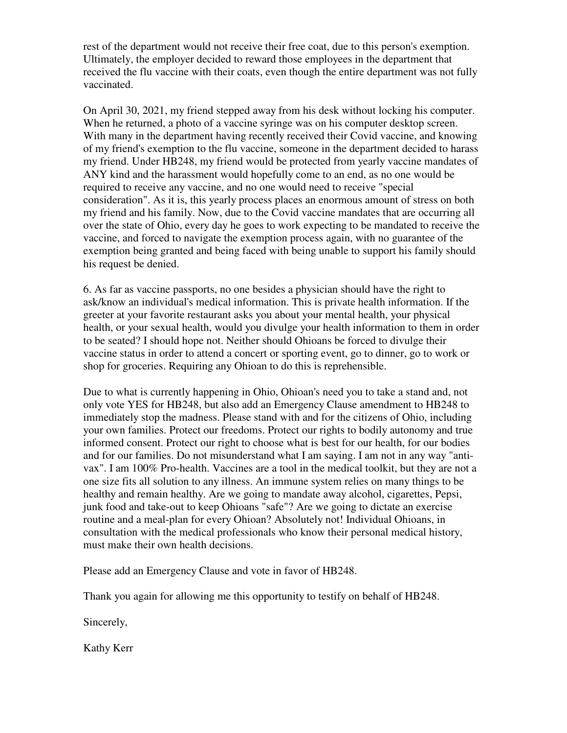rest of the department would not receive their free coat, due to this person's exemption. Ultimately, the employer decided to reward those employees in the department that received the flu vaccine with their coats, even though the entire department was not fully vaccinated.

On April 30, 2021, my friend stepped away from his desk without locking his computer. When he returned, a photo of a vaccine syringe was on his computer desktop screen. With many in the department having recently received their Covid vaccine, and knowing of my friend's exemption to the flu vaccine, someone in the department decided to harass my friend. Under HB248, my friend would be protected from yearly vaccine mandates of ANY kind and the harassment would hopefully come to an end, as no one would be required to receive any vaccine, and no one would need to receive "special consideration". As it is, this yearly process places an enormous amount of stress on both my friend and his family. Now, due to the Covid vaccine mandates that are occurring all over the state of Ohio, every day he goes to work expecting to be mandated to receive the vaccine, and forced to navigate the exemption process again, with no guarantee of the exemption being granted and being faced with being unable to support his family should his request be denied.

6. As far as vaccine passports, no one besides a physician should have the right to ask/know an individual's medical information. This is private health information. If the greeter at your favorite restaurant asks you about your mental health, your physical health, or your sexual health, would you divulge your health information to them in order to be seated? I should hope not. Neither should Ohioans be forced to divulge their vaccine status in order to attend a concert or sporting event, go to dinner, go to work or shop for groceries. Requiring any Ohioan to do this is reprehensible.

Due to what is currently happening in Ohio, Ohioan's need you to take a stand and, not only vote YES for HB248, but also add an Emergency Clause amendment to HB248 to immediately stop the madness. Please stand with and for the citizens of Ohio, including your own families. Protect our freedoms. Protect our rights to bodily autonomy and true informed consent. Protect our right to choose what is best for our health, for our bodies and for our families. Do not misunderstand what I am saying. I am not in any way "anti-vax". I am 100% Pro-health. Vaccines are a tool in the medical toolkit, but they are not a one size fits all solution to any illness. An immune system relies on many things to be healthy and remain healthy. Are we going to mandate away alcohol, cigarettes, Pepsi, junk food and take-out to keep Ohioans "safe"? Are we going to dictate an exercise routine and a meal-plan for every Ohioan? Absolutely not! Individual Ohioans, in consultation with the medical professionals who know their personal medical history, must make their own health decisions.

Please add an Emergency Clause and vote in favor of HB248.

Thank you again for allowing me this opportunity to testify on behalf of HB248.

Sincerely,

Kathy Kerr